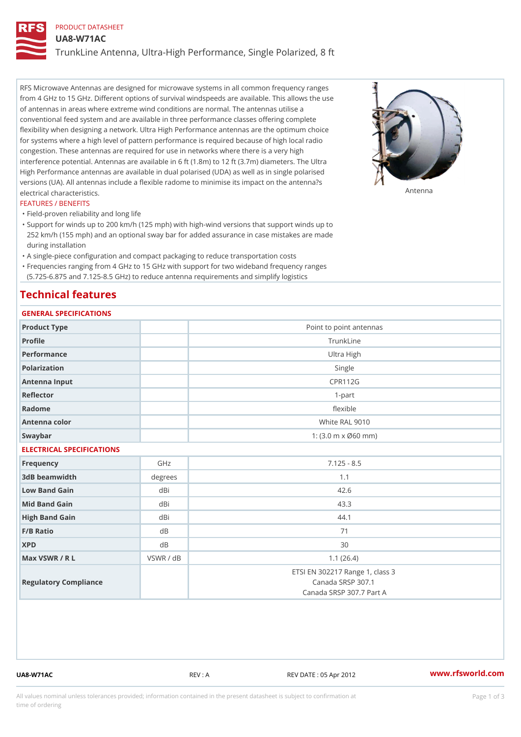PRODUCT DATASHEET

# UA8-W71AC

## TrunkLine Antenna, Ultra-High Performance, Single Polarized, 8 ft

RFS Microwave Antennas are designed for microwave systems in all common frequency ranges from 4 GHz to 15 GHz. Different options of survival windspeeds are available. This allows the use of antennas in areas where extreme wind conditions are normal. The antennas utilise a conventional feed system and are available in three performance classes offering complete flexibility when designing a network. Ultra High Performance antennas are the optimum choice for systems where a high level of pattern performance is required because of high local radio congestion. These antennas are required for use in networks where there is a very high interference potential. Antennas are available in 6 ft (1.8m) to 12 ft (3.7m) diameters. The Ultra High Performance antennas are available in dual polarised (UDA) as well as in single polarised versions (UA). All antennas include a flexible radome to minimise its impact on the antenna?s electrical characteristics.

Antenna

FEATURES / BENEFITS

- Field-proven reliability and long life
- Support for winds up to 200 km/h (125 mph) with high-wind versions that support winds up to 252 km/h (155 mph) and an optional sway bar for added assurance in case mistakes are made during installation
- A single-piece configuration and compact packaging to reduce transportation costs
- Frequencies ranging from 4 GHz to 15 GHz with support for two wideband frequency ranges (5.725-6.875 and 7.125-8.5 GHz) to reduce antenna requirements and simplify logistics

# Technical features

GENERAL SPECIFICATIONS

| | | |
|---|---|---|
| Product Type | | Point to point antennas |
| Profile | | TrunkLine |
| Performance | | Ultra High |
| Polarization | | Single |
| Antenna Input | | CPR112G |
| Reflector | | 1-part |
| Radome | | flexible |
| Antenna color | | White RAL 9010 |
| Swaybar | | 1: (3.0 m x Ø60 mm) |

ELECTRICAL SPECIFICATIONS

| | | |
|---|---|---|
| Frequency | GHz | 7.125 - 8.5 |
| 3dB beamwidth | degrees | 1.1 |
| Low Band Gain | dBi | 42.6 |
| Mid Band Gain | dBi | 43.3 |
| High Band Gain | dBi | 44.1 |
| F/B Ratio | dB | 71 |
| XPD | dB | 30 |
| Max VSWR / R L | VSWR / dB | 1.1 (26.4) |
| Regulatory Compliance | | ETSI EN 302217 Range 1, class 3<br>Canada SRSP 307.1<br>Canada SRSP 307.7 Part A |

UA8-W71AC REV : A REV DATE : 05 Apr 2012 www.rfsworld.com

All values nominal unless tolerances provided; information contained in the present datasheet is subject to confirmation at time of ordering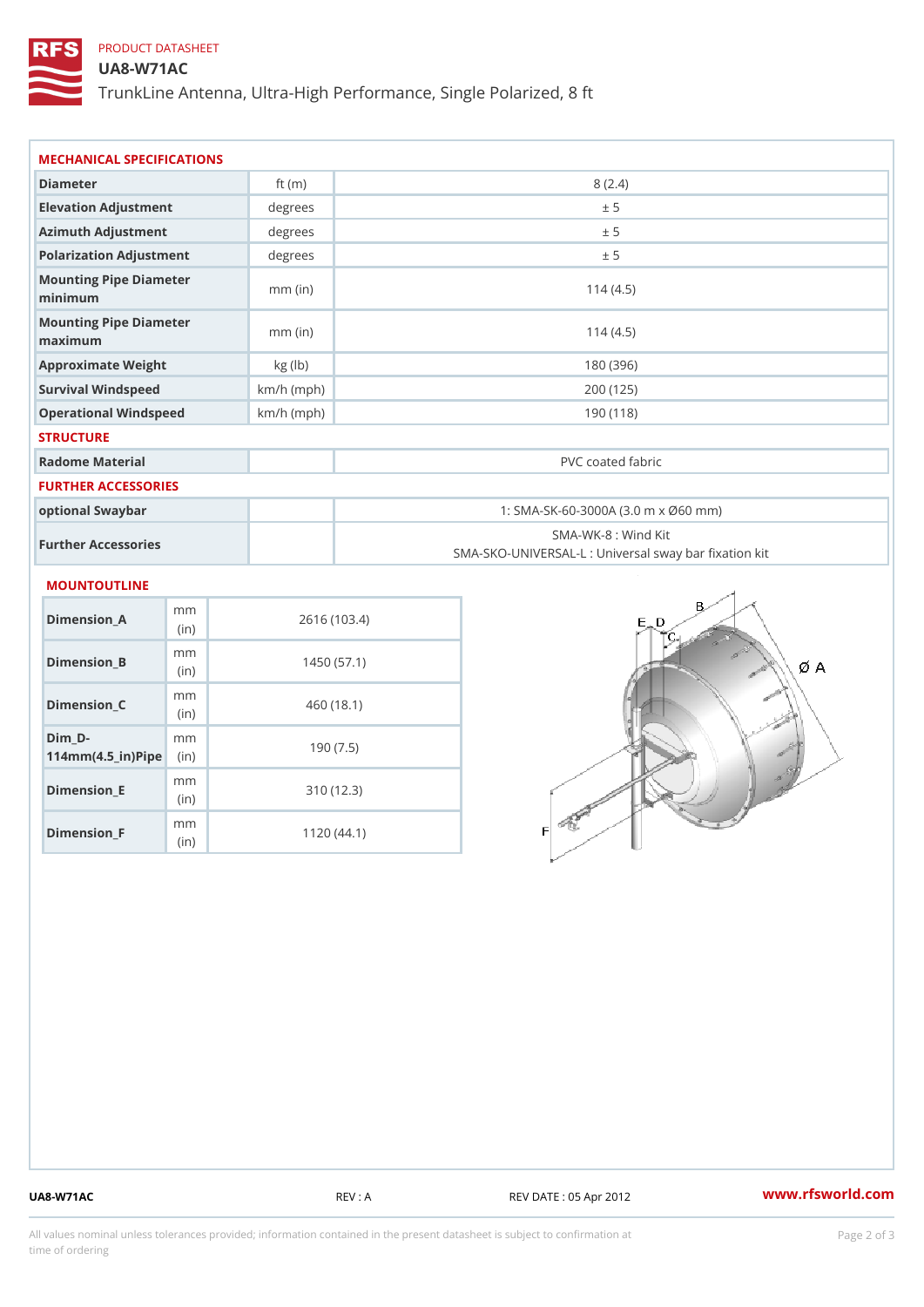PRODUCT DATASHEET

# UA8-W71AC

TrunkLine Antenna, Ultra-High Performance, Single Polarized, 8 ft

## MECHANICAL SPECIFICATIONS

| | | |
|---|---|---|
| Diameter | ft (m) | 8 (2.4) |
| Elevation Adjustment | degrees | ± 5 |
| Azimuth Adjustment | degrees | ± 5 |
| Polarization Adjustment | degrees | ± 5 |
| Mounting Pipe Diameter minimum | mm (in) | 114 (4.5) |
| Mounting Pipe Diameter maximum | mm (in) | 114 (4.5) |
| Approximate Weight | kg (lb) | 180 (396) |
| Survival Windspeed | km/h (mph) | 200 (125) |
| Operational Windspeed | km/h (mph) | 190 (118) |

## STRUCTURE

| | | |
|---|---|---|
| Radome Material | | PVC coated fabric |

## FURTHER ACCESSORIES

| | | |
|---|---|---|
| optional Swaybar | | 1: SMA-SK-60-3000A (3.0 m x Ø60 mm) |
| Further Accessories | | SMA-WK-8 : Wind Kit<br>SMA-SKO-UNIVERSAL-L : Universal sway bar fixation kit |

## MOUNTOUTLINE

| | | |
|---|---|---|
| Dimension_A | mm (in) | 2616 (103.4) |
| Dimension_B | mm (in) | 1450 (57.1) |
| Dimension_C | mm (in) | 460 (18.1) |
| Dim_D-114mm(4.5_in)Pipe | mm (in) | 190 (7.5) |
| Dimension_E | mm (in) | 310 (12.3) |
| Dimension_F | mm (in) | 1120 (44.1) |

UA8-W71AC REV : A REV DATE : 05 Apr 2012 www.rfsworld.com

All values nominal unless tolerances provided; information contained in the present datasheet is subject to confirmation at time of ordering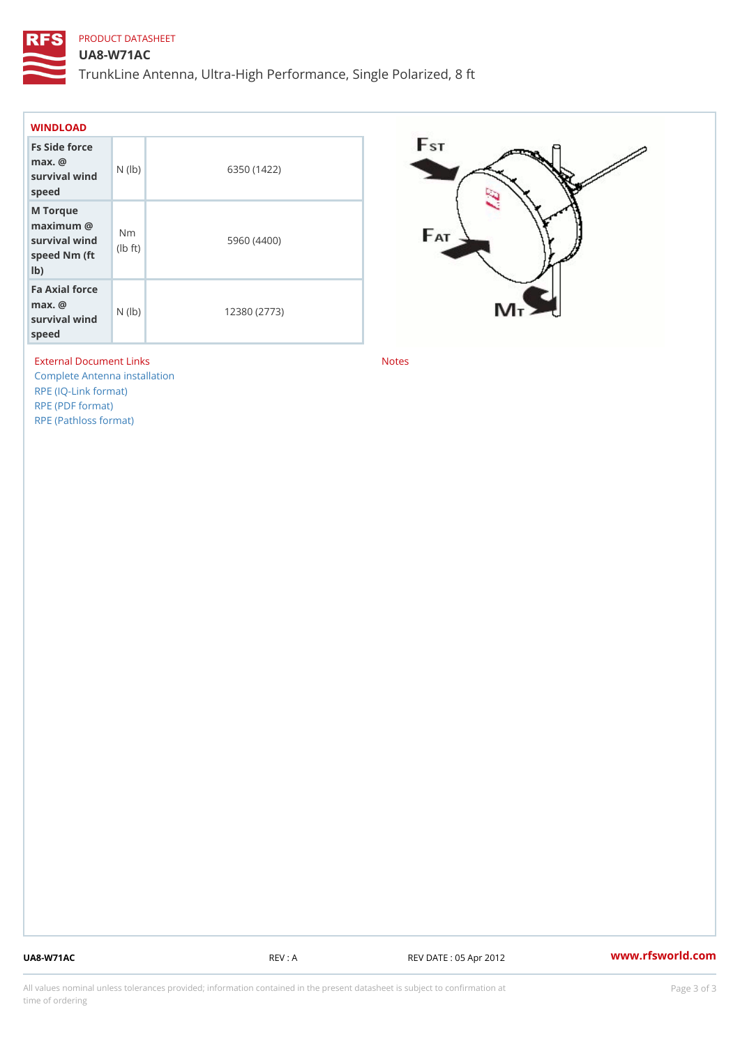## WINDLOAD

| | | |
|---|---|---|
| Fs Side force max. @ survival wind speed | N (lb) | 6350 (1422) |
| M Torque maximum @ survival wind speed Nm (ft lb) | Nm (lb ft) | 5960 (4400) |
| Fa Axial force max. @ survival wind speed | N (lb) | 12380 (2773) |

FST

FAT

MT

External Document Links

Complete Antenna installation

RPE (IQ-Link format)

RPE (PDF format)

RPE (Pathloss format)

Notes